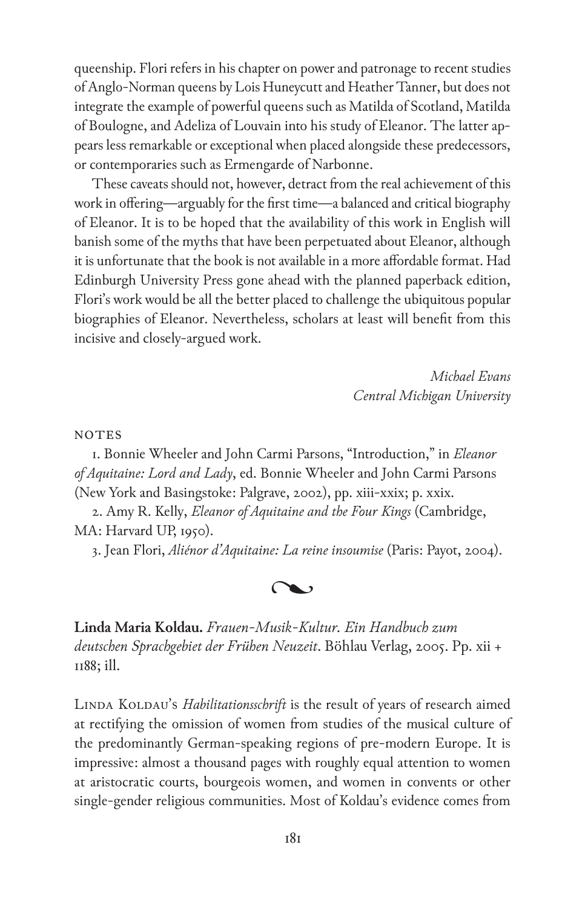queenship. Flori refers in his chapter on power and patronage to recent studies of Anglo-Norman queens by Lois Huneycutt and Heather Tanner, but does not integrate the example of powerful queens such as Matilda of Scotland, Matilda of Boulogne, and Adeliza of Louvain into his study of Eleanor. The latter appears less remarkable or exceptional when placed alongside these predecessors, or contemporaries such as Ermengarde of Narbonne.

These caveats should not, however, detract from the real achievement of this work in offering—arguably for the first time—a balanced and critical biography of Eleanor. It is to be hoped that the availability of this work in English will banish some of the myths that have been perpetuated about Eleanor, although it is unfortunate that the book is not available in a more affordable format. Had Edinburgh University Press gone ahead with the planned paperback edition, Flori's work would be all the better placed to challenge the ubiquitous popular biographies of Eleanor. Nevertheless, scholars at least will benefit from this incisive and closely-argued work.

*Michael Evans*
*Central Michigan University*

NOTES

1. Bonnie Wheeler and John Carmi Parsons, "Introduction," in *Eleanor of Aquitaine: Lord and Lady*, ed. Bonnie Wheeler and John Carmi Parsons (New York and Basingstoke: Palgrave, 2002), pp. xiii-xxix; p. xxix.

2. Amy R. Kelly, *Eleanor of Aquitaine and the Four Kings* (Cambridge, MA: Harvard UP, 1950).

3. Jean Flori, *Aliénor d'Aquitaine: La reine insoumise* (Paris: Payot, 2004).

**Linda Maria Koldau.** *Frauen-Musik-Kultur. Ein Handbuch zum deutschen Sprachgebiet der Frühen Neuzeit*. Böhlau Verlag, 2005. Pp. xii + 1188; ill.

Linda Koldau's *Habilitationsschrift* is the result of years of research aimed at rectifying the omission of women from studies of the musical culture of the predominantly German-speaking regions of pre-modern Europe. It is impressive: almost a thousand pages with roughly equal attention to women at aristocratic courts, bourgeois women, and women in convents or other single-gender religious communities. Most of Koldau's evidence comes from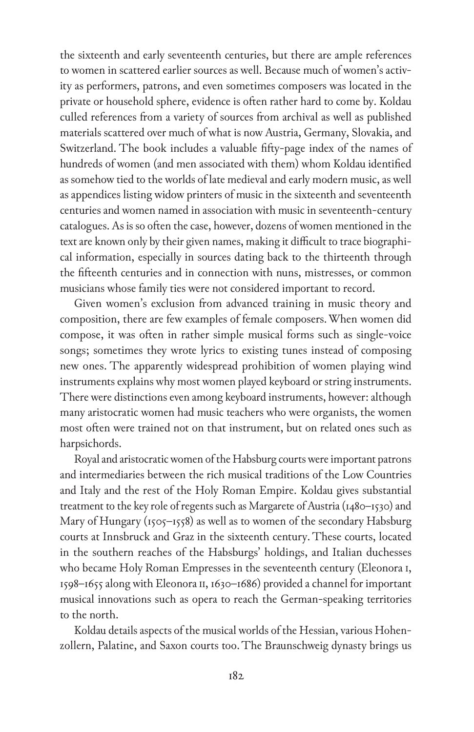the sixteenth and early seventeenth centuries, but there are ample references to women in scattered earlier sources as well. Because much of women's activity as performers, patrons, and even sometimes composers was located in the private or household sphere, evidence is often rather hard to come by. Koldau culled references from a variety of sources from archival as well as published materials scattered over much of what is now Austria, Germany, Slovakia, and Switzerland. The book includes a valuable fifty-page index of the names of hundreds of women (and men associated with them) whom Koldau identified as somehow tied to the worlds of late medieval and early modern music, as well as appendices listing widow printers of music in the sixteenth and seventeenth centuries and women named in association with music in seventeenth-century catalogues. As is so often the case, however, dozens of women mentioned in the text are known only by their given names, making it difficult to trace biographical information, especially in sources dating back to the thirteenth through the fifteenth centuries and in connection with nuns, mistresses, or common musicians whose family ties were not considered important to record.

Given women's exclusion from advanced training in music theory and composition, there are few examples of female composers. When women did compose, it was often in rather simple musical forms such as single-voice songs; sometimes they wrote lyrics to existing tunes instead of composing new ones. The apparently widespread prohibition of women playing wind instruments explains why most women played keyboard or string instruments. There were distinctions even among keyboard instruments, however: although many aristocratic women had music teachers who were organists, the women most often were trained not on that instrument, but on related ones such as harpsichords.

Royal and aristocratic women of the Habsburg courts were important patrons and intermediaries between the rich musical traditions of the Low Countries and Italy and the rest of the Holy Roman Empire. Koldau gives substantial treatment to the key role of regents such as Margarete of Austria (1480–1530) and Mary of Hungary (1505–1558) as well as to women of the secondary Habsburg courts at Innsbruck and Graz in the sixteenth century. These courts, located in the southern reaches of the Habsburgs' holdings, and Italian duchesses who became Holy Roman Empresses in the seventeenth century (Eleonora I, 1598–1655 along with Eleonora II, 1630–1686) provided a channel for important musical innovations such as opera to reach the German-speaking territories to the north.

Koldau details aspects of the musical worlds of the Hessian, various Hohenzollern, Palatine, and Saxon courts too. The Braunschweig dynasty brings us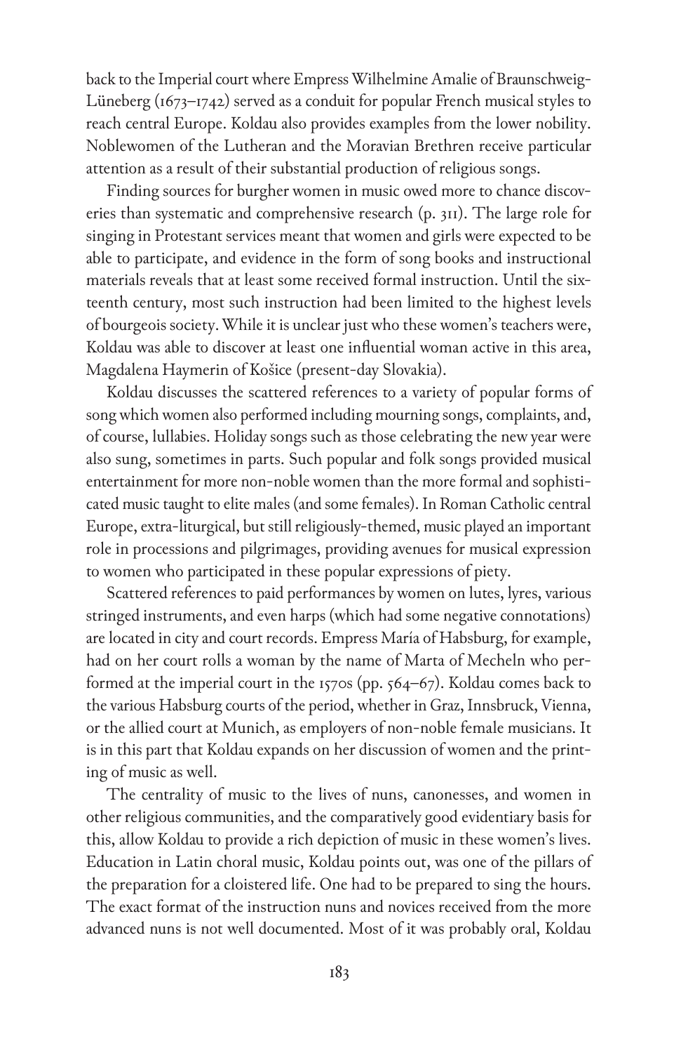back to the Imperial court where Empress Wilhelmine Amalie of Braunschweig-Lüneberg (1673–1742) served as a conduit for popular French musical styles to reach central Europe. Koldau also provides examples from the lower nobility. Noblewomen of the Lutheran and the Moravian Brethren receive particular attention as a result of their substantial production of religious songs.

Finding sources for burgher women in music owed more to chance discoveries than systematic and comprehensive research (p. 311). The large role for singing in Protestant services meant that women and girls were expected to be able to participate, and evidence in the form of song books and instructional materials reveals that at least some received formal instruction. Until the sixteenth century, most such instruction had been limited to the highest levels of bourgeois society. While it is unclear just who these women's teachers were, Koldau was able to discover at least one influential woman active in this area, Magdalena Haymerin of Košice (present-day Slovakia).

Koldau discusses the scattered references to a variety of popular forms of song which women also performed including mourning songs, complaints, and, of course, lullabies. Holiday songs such as those celebrating the new year were also sung, sometimes in parts. Such popular and folk songs provided musical entertainment for more non-noble women than the more formal and sophisticated music taught to elite males (and some females). In Roman Catholic central Europe, extra-liturgical, but still religiously-themed, music played an important role in processions and pilgrimages, providing avenues for musical expression to women who participated in these popular expressions of piety.

Scattered references to paid performances by women on lutes, lyres, various stringed instruments, and even harps (which had some negative connotations) are located in city and court records. Empress María of Habsburg, for example, had on her court rolls a woman by the name of Marta of Mecheln who performed at the imperial court in the 1570s (pp. 564–67). Koldau comes back to the various Habsburg courts of the period, whether in Graz, Innsbruck, Vienna, or the allied court at Munich, as employers of non-noble female musicians. It is in this part that Koldau expands on her discussion of women and the printing of music as well.

The centrality of music to the lives of nuns, canonesses, and women in other religious communities, and the comparatively good evidentiary basis for this, allow Koldau to provide a rich depiction of music in these women's lives. Education in Latin choral music, Koldau points out, was one of the pillars of the preparation for a cloistered life. One had to be prepared to sing the hours. The exact format of the instruction nuns and novices received from the more advanced nuns is not well documented. Most of it was probably oral, Koldau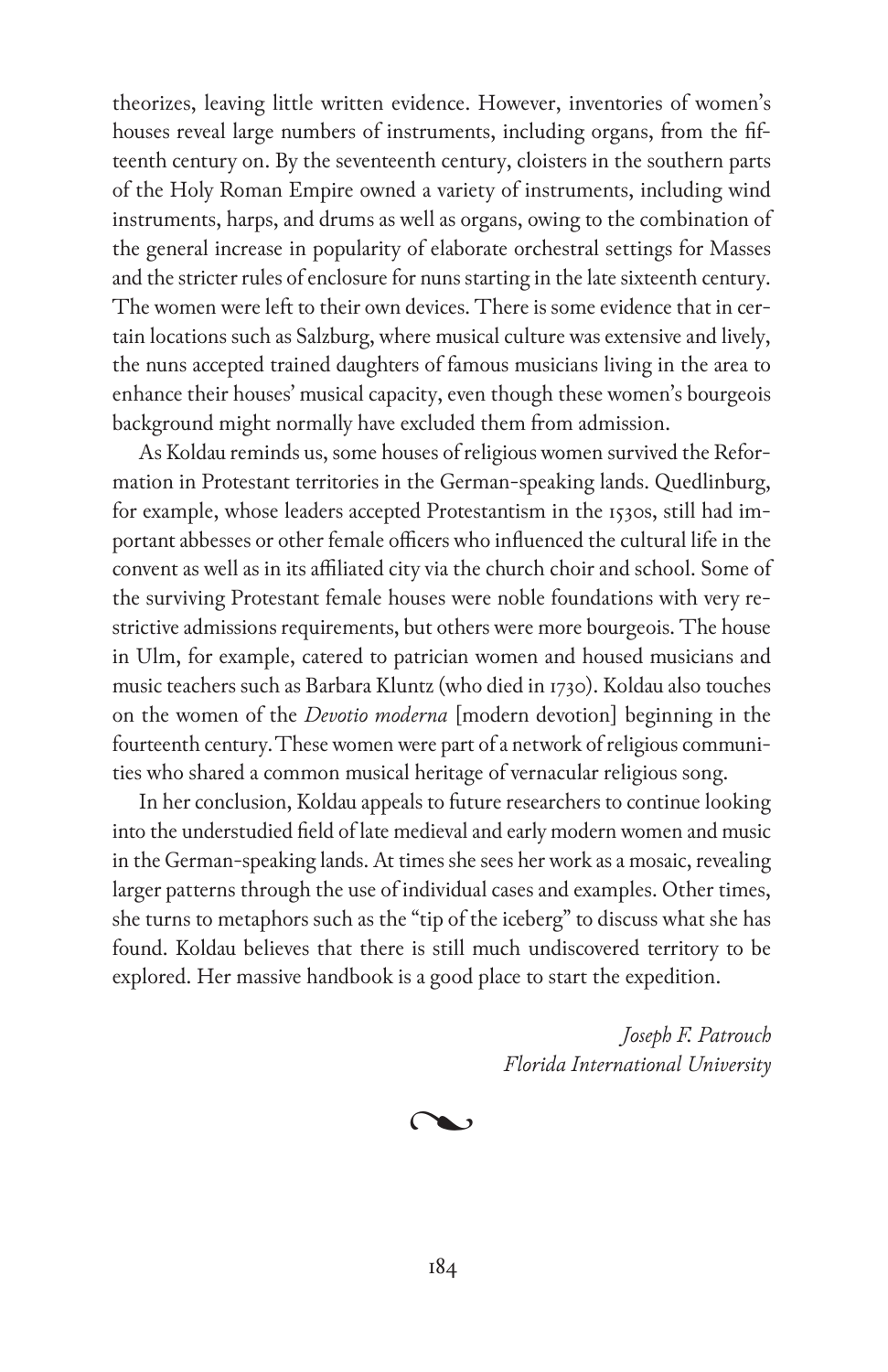theorizes, leaving little written evidence. However, inventories of women's houses reveal large numbers of instruments, including organs, from the fifteenth century on. By the seventeenth century, cloisters in the southern parts of the Holy Roman Empire owned a variety of instruments, including wind instruments, harps, and drums as well as organs, owing to the combination of the general increase in popularity of elaborate orchestral settings for Masses and the stricter rules of enclosure for nuns starting in the late sixteenth century. The women were left to their own devices. There is some evidence that in certain locations such as Salzburg, where musical culture was extensive and lively, the nuns accepted trained daughters of famous musicians living in the area to enhance their houses' musical capacity, even though these women's bourgeois background might normally have excluded them from admission.

As Koldau reminds us, some houses of religious women survived the Reformation in Protestant territories in the German-speaking lands. Quedlinburg, for example, whose leaders accepted Protestantism in the 1530s, still had important abbesses or other female officers who influenced the cultural life in the convent as well as in its affiliated city via the church choir and school. Some of the surviving Protestant female houses were noble foundations with very restrictive admissions requirements, but others were more bourgeois. The house in Ulm, for example, catered to patrician women and housed musicians and music teachers such as Barbara Kluntz (who died in 1730). Koldau also touches on the women of the *Devotio moderna* [modern devotion] beginning in the fourteenth century. These women were part of a network of religious communities who shared a common musical heritage of vernacular religious song.

In her conclusion, Koldau appeals to future researchers to continue looking into the understudied field of late medieval and early modern women and music in the German-speaking lands. At times she sees her work as a mosaic, revealing larger patterns through the use of individual cases and examples. Other times, she turns to metaphors such as the "tip of the iceberg" to discuss what she has found. Koldau believes that there is still much undiscovered territory to be explored. Her massive handbook is a good place to start the expedition.

*Joseph F. Patrouch*
*Florida International University*